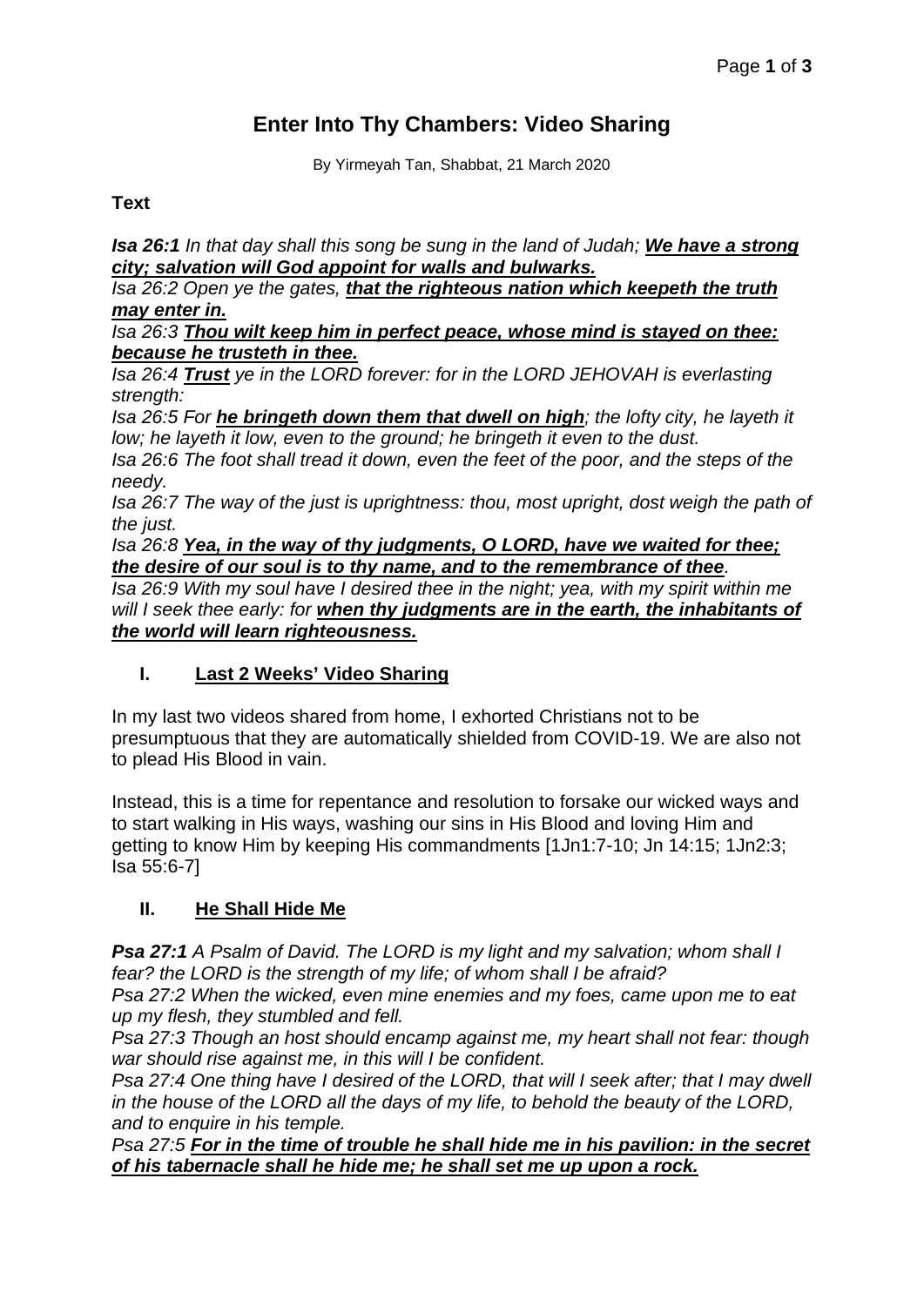# Enter Into Thy Chambers: Video Sharing

By Yirmeyah Tan, Shabbat, 21 March 2020

**Text**

***Isa 26:1*** *In that day shall this song be sung in the land of Judah;* ***<u>We have a strong city; salvation will God appoint for walls and bulwarks.</u>***

*Isa 26:2 Open ye the gates,* ***<u>that the righteous nation which keepeth the truth may enter in.</u>***

*Isa 26:3* ***<u>Thou wilt keep him in perfect peace, whose mind is stayed on thee: because he trusteth in thee.</u>***

*Isa 26:4* ***<u>Trust</u>*** *ye in the LORD forever: for in the LORD JEHOVAH is everlasting strength:*

*Isa 26:5 For* ***<u>he bringeth down them that dwell on high</u>****; the lofty city, he layeth it low; he layeth it low, even to the ground; he bringeth it even to the dust.*

*Isa 26:6 The foot shall tread it down, even the feet of the poor, and the steps of the needy.*

*Isa 26:7 The way of the just is uprightness: thou, most upright, dost weigh the path of the just.*

*Isa 26:8* ***<u>Yea, in the way of thy judgments, O LORD, have we waited for thee; the desire of our soul is to thy name, and to the remembrance of thee</u>****.*

*Isa 26:9 With my soul have I desired thee in the night; yea, with my spirit within me will I seek thee early: for* ***<u>when thy judgments are in the earth, the inhabitants of the world will learn righteousness.</u>***

## I. Last 2 Weeks' Video Sharing

In my last two videos shared from home, I exhorted Christians not to be presumptuous that they are automatically shielded from COVID-19. We are also not to plead His Blood in vain.

Instead, this is a time for repentance and resolution to forsake our wicked ways and to start walking in His ways, washing our sins in His Blood and loving Him and getting to know Him by keeping His commandments [1Jn1:7-10; Jn 14:15; 1Jn2:3; Isa 55:6-7]

## II. He Shall Hide Me

***Psa 27:1*** *A Psalm of David. The LORD is my light and my salvation; whom shall I fear? the LORD is the strength of my life; of whom shall I be afraid?*

*Psa 27:2 When the wicked, even mine enemies and my foes, came upon me to eat up my flesh, they stumbled and fell.*

*Psa 27:3 Though an host should encamp against me, my heart shall not fear: though war should rise against me, in this will I be confident.*

*Psa 27:4 One thing have I desired of the LORD, that will I seek after; that I may dwell in the house of the LORD all the days of my life, to behold the beauty of the LORD, and to enquire in his temple.*

*Psa 27:5* ***<u>For in the time of trouble he shall hide me in his pavilion: in the secret of his tabernacle shall he hide me; he shall set me up upon a rock.</u>***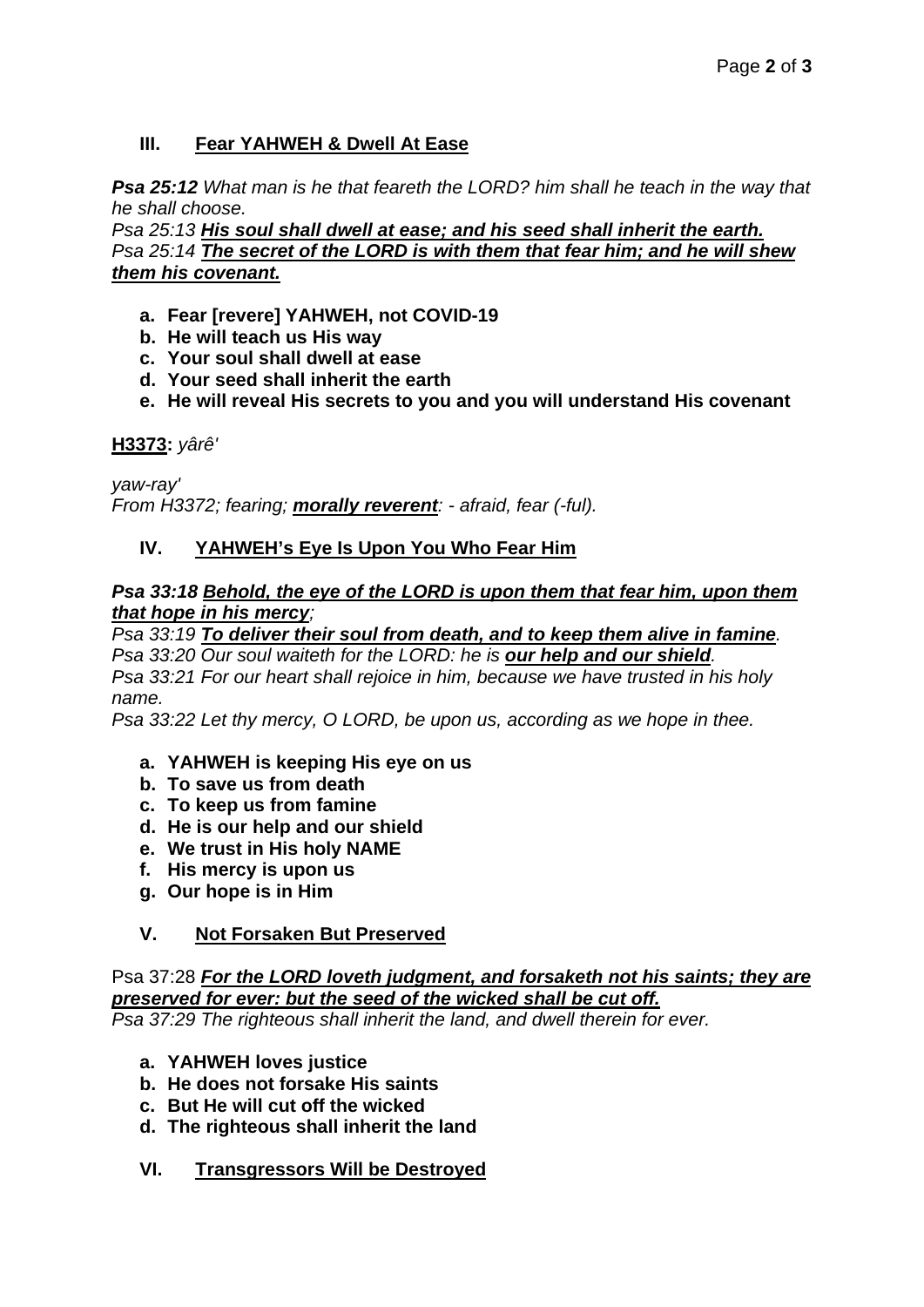## III. Fear YAHWEH & Dwell At Ease

***Psa 25:12*** *What man is he that feareth the LORD? him shall he teach in the way that he shall choose.*
*Psa 25:13* ***His soul shall dwell at ease; and his seed shall inherit the earth.***
*Psa 25:14* ***The secret of the LORD is with them that fear him; and he will shew them his covenant.***

- **a. Fear [revere] YAHWEH, not COVID-19**
- **b. He will teach us His way**
- **c. Your soul shall dwell at ease**
- **d. Your seed shall inherit the earth**
- **e. He will reveal His secrets to you and you will understand His covenant**

**H3373:** *yârê'*

*yaw-ray'*
*From H3372; fearing;* ***morally reverent****: - afraid, fear (-ful).*

## IV. YAHWEH's Eye Is Upon You Who Fear Him

***Psa 33:18 Behold, the eye of the LORD is upon them that fear him, upon them that hope in his mercy****;*
*Psa 33:19* ***To deliver their soul from death, and to keep them alive in famine****.*
*Psa 33:20 Our soul waiteth for the LORD: he is* ***our help and our shield****.*
*Psa 33:21 For our heart shall rejoice in him, because we have trusted in his holy name.*
*Psa 33:22 Let thy mercy, O LORD, be upon us, according as we hope in thee.*

- **a. YAHWEH is keeping His eye on us**
- **b. To save us from death**
- **c. To keep us from famine**
- **d. He is our help and our shield**
- **e. We trust in His holy NAME**
- **f. His mercy is upon us**
- **g. Our hope is in Him**

## V. Not Forsaken But Preserved

Psa 37:28 ***For the LORD loveth judgment, and forsaketh not his saints; they are preserved for ever: but the seed of the wicked shall be cut off.***
*Psa 37:29 The righteous shall inherit the land, and dwell therein for ever.*

- **a. YAHWEH loves justice**
- **b. He does not forsake His saints**
- **c. But He will cut off the wicked**
- **d. The righteous shall inherit the land**

## VI. Transgressors Will be Destroyed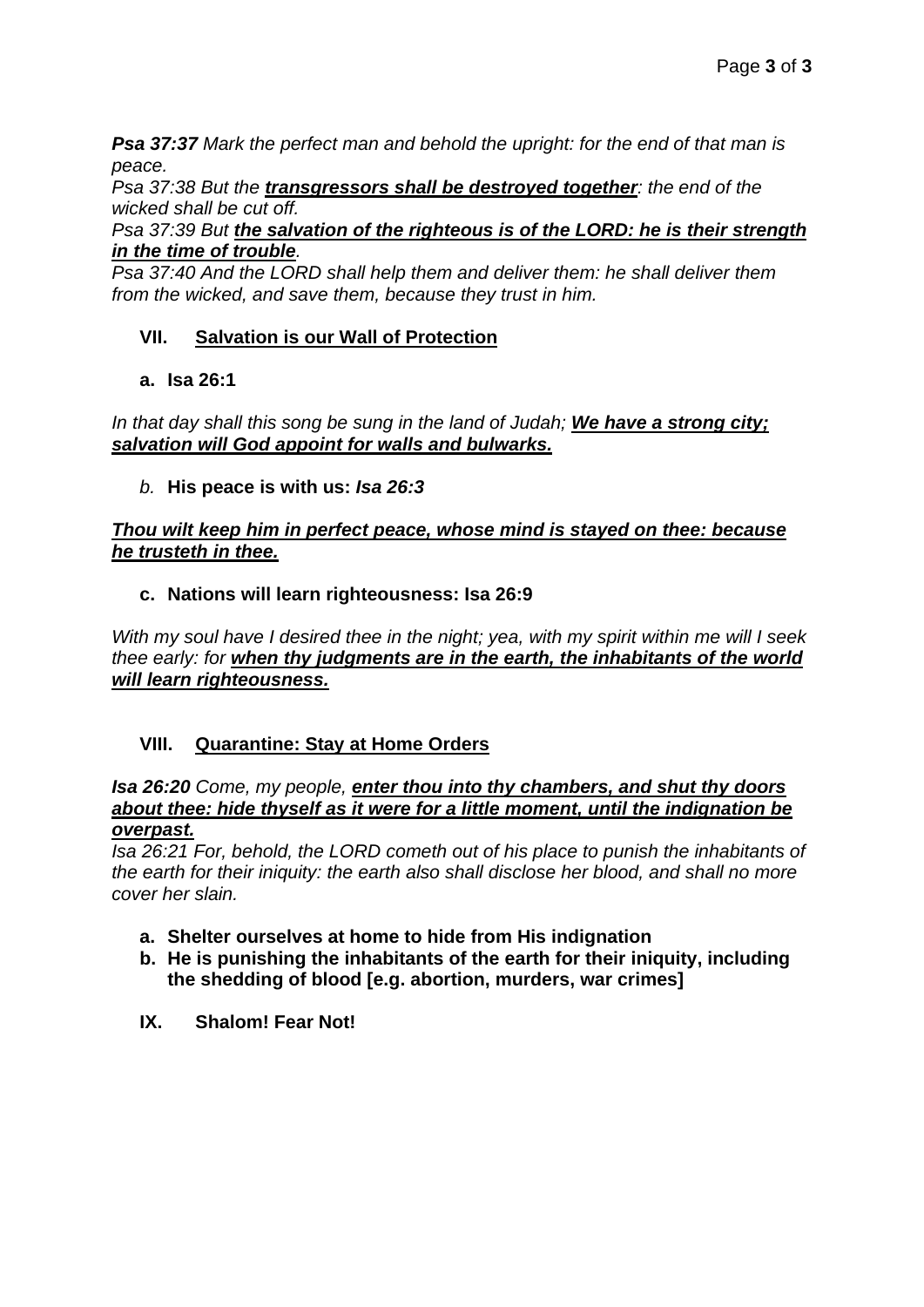***Psa 37:37** Mark the perfect man and behold the upright: for the end of that man is peace.*
*Psa 37:38 But the **transgressors shall be destroyed together**: the end of the wicked shall be cut off.*
*Psa 37:39 But **the salvation of the righteous is of the LORD: he is their strength in the time of trouble**.*
*Psa 37:40 And the LORD shall help them and deliver them: he shall deliver them from the wicked, and save them, because they trust in him.*

## VII. Salvation is our Wall of Protection

**a. Isa 26:1**

*In that day shall this song be sung in the land of Judah; **We have a strong city; salvation will God appoint for walls and bulwarks.***

*b.* **His peace is with us:** ***Isa 26:3***

***Thou wilt keep him in perfect peace, whose mind is stayed on thee: because he trusteth in thee.***

**c. Nations will learn righteousness: Isa 26:9**

*With my soul have I desired thee in the night; yea, with my spirit within me will I seek thee early: for **when thy judgments are in the earth, the inhabitants of the world will learn righteousness.***

## VIII. Quarantine: Stay at Home Orders

***Isa 26:20** Come, my people, **enter thou into thy chambers, and shut thy doors about thee: hide thyself as it were for a little moment, until the indignation be overpast.***
*Isa 26:21 For, behold, the LORD cometh out of his place to punish the inhabitants of the earth for their iniquity: the earth also shall disclose her blood, and shall no more cover her slain.*

**a. Shelter ourselves at home to hide from His indignation**
**b. He is punishing the inhabitants of the earth for their iniquity, including the shedding of blood [e.g. abortion, murders, war crimes]**

## IX. Shalom! Fear Not!